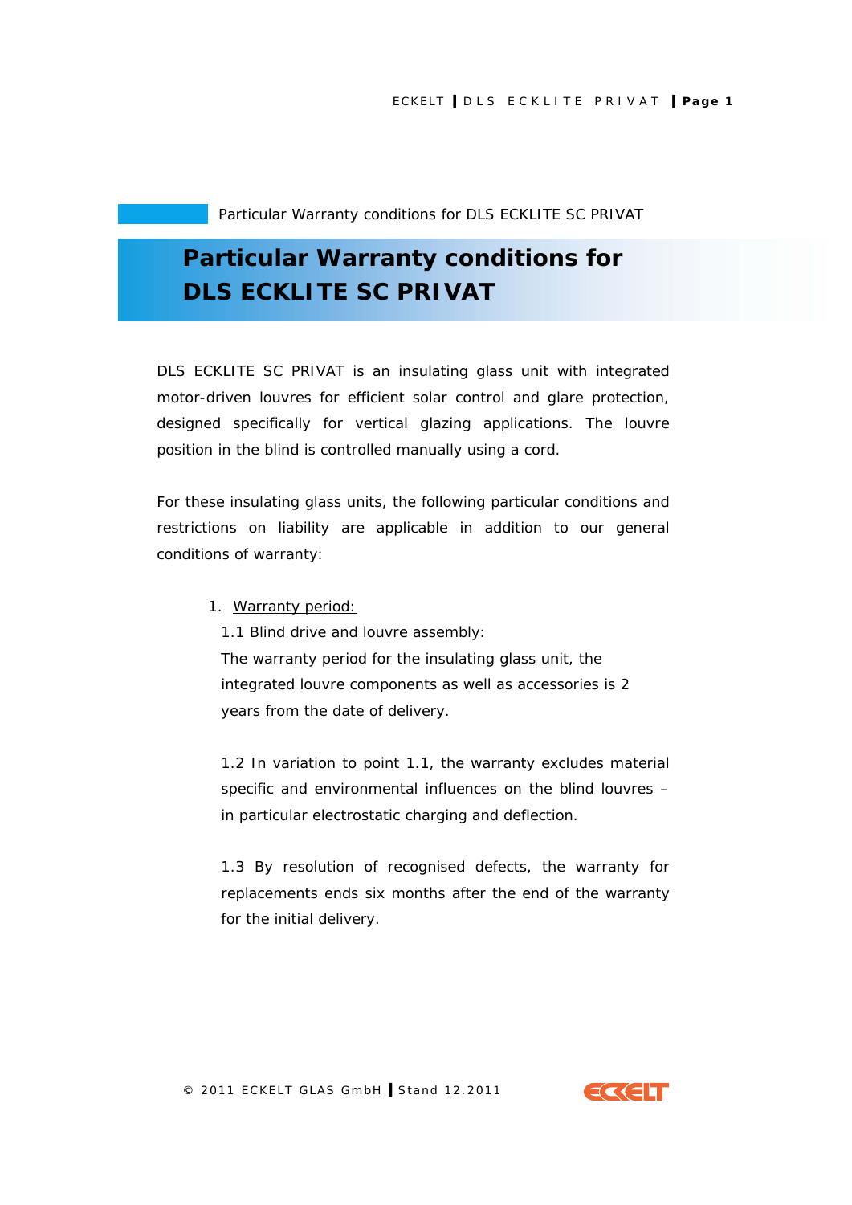Particular Warranty conditions for DLS ECKLITE SC PRIVAT

# Particular Warranty conditions for DLS ECKLITE SC PRIVAT

DLS ECKLITE SC PRIVAT is an insulating glass unit with integrated motor-driven louvres for efficient solar control and glare protection, designed specifically for vertical glazing applications. The louvre position in the blind is controlled manually using a cord.

For these insulating glass units, the following particular conditions and restrictions on liability are applicable in addition to our general conditions of warranty:

1. Warranty period:

   1.1 Blind drive and louvre assembly:
   The warranty period for the insulating glass unit, the integrated louvre components as well as accessories is 2 years from the date of delivery.

   1.2 In variation to point 1.1, the warranty excludes material specific and environmental influences on the blind louvres – in particular electrostatic charging and deflection.

   1.3 By resolution of recognised defects, the warranty for replacements ends six months after the end of the warranty for the initial delivery.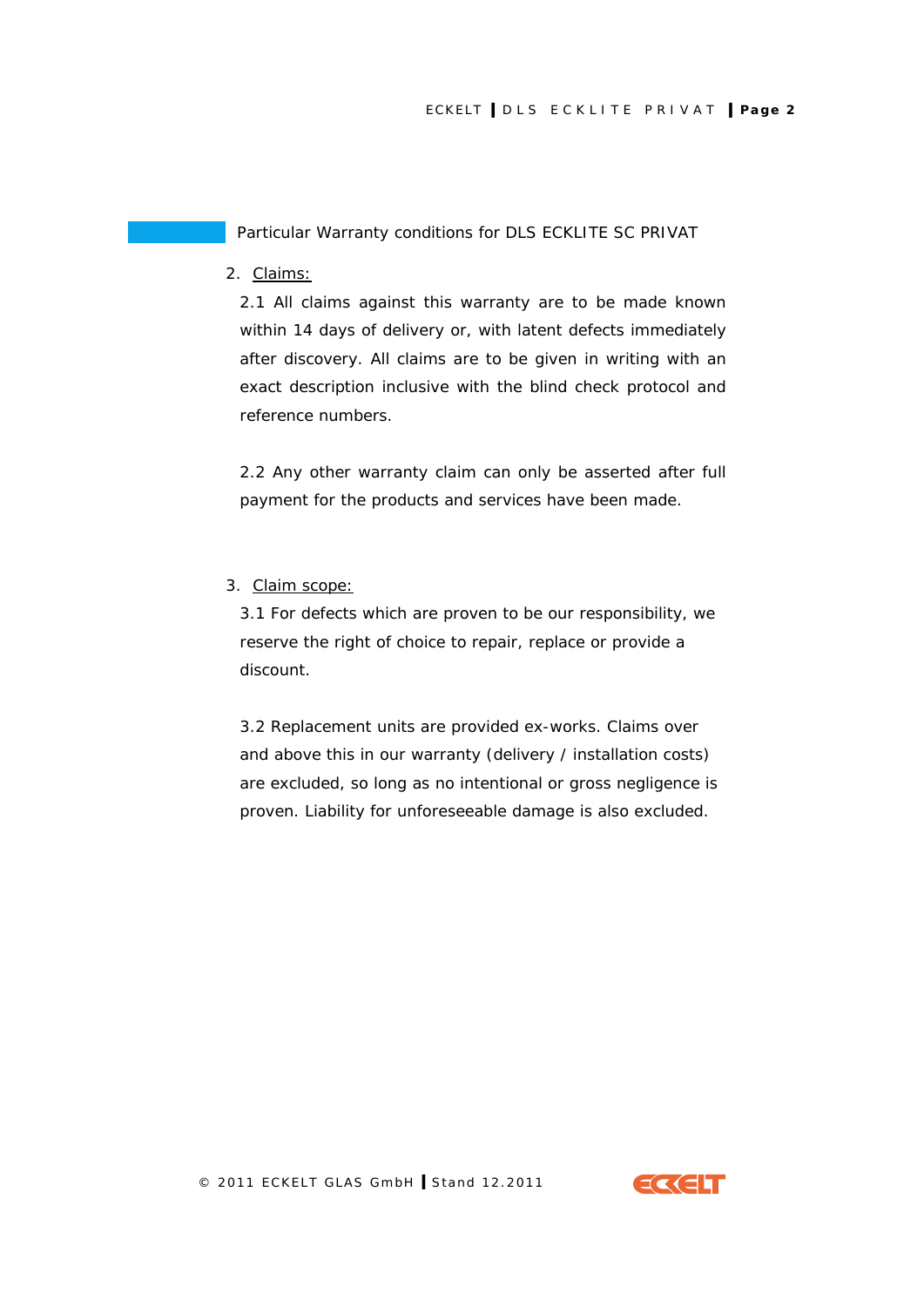## Particular Warranty conditions for DLS ECKLITE SC PRIVAT

2. Claims:

   2.1 All claims against this warranty are to be made known within 14 days of delivery or, with latent defects immediately after discovery. All claims are to be given in writing with an exact description inclusive with the blind check protocol and reference numbers.

   2.2 Any other warranty claim can only be asserted after full payment for the products and services have been made.

3. Claim scope:

   3.1 For defects which are proven to be our responsibility, we reserve the right of choice to repair, replace or provide a discount.

   3.2 Replacement units are provided ex-works. Claims over and above this in our warranty (delivery / installation costs) are excluded, so long as no intentional or gross negligence is proven. Liability for unforeseeable damage is also excluded.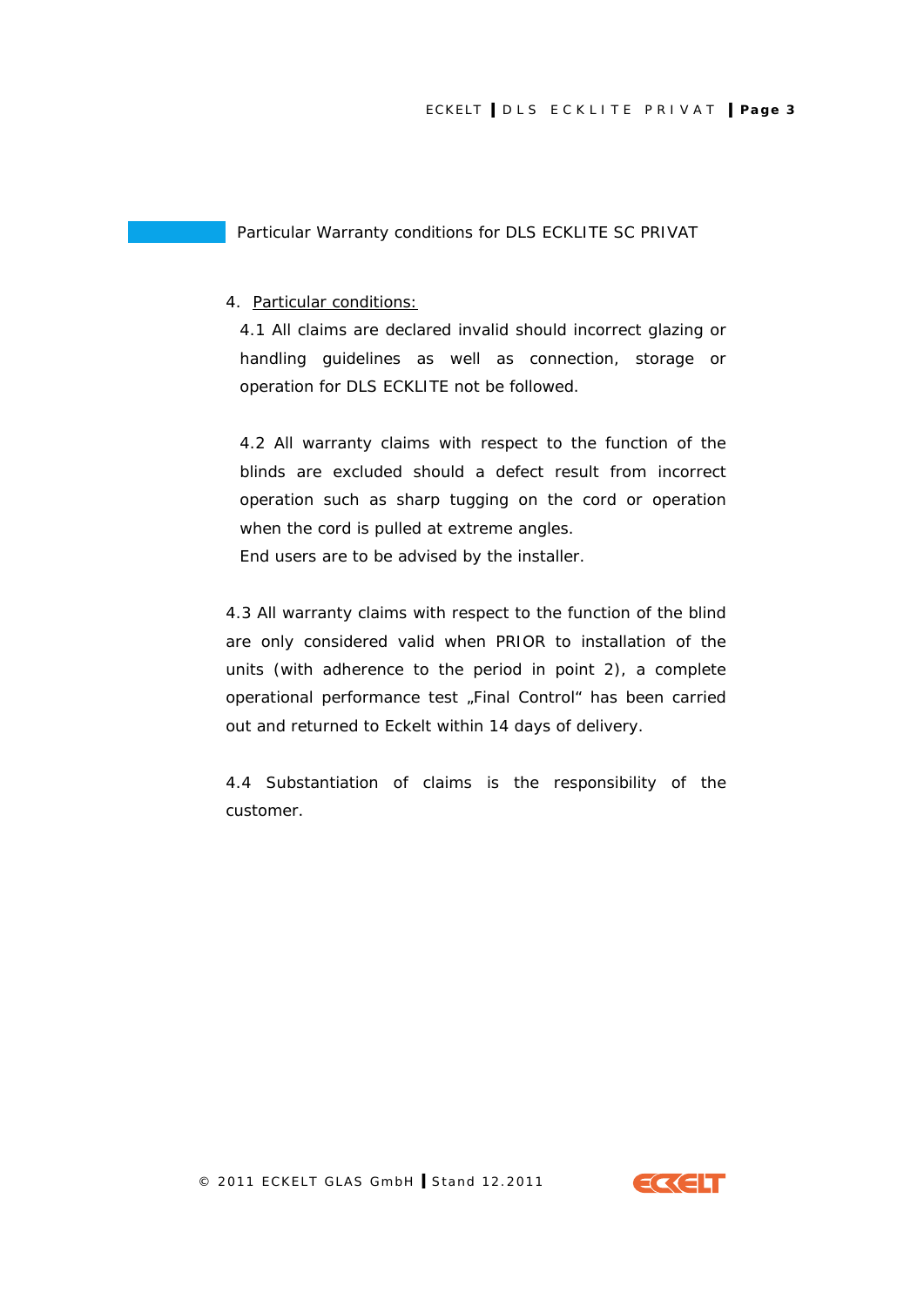## Particular Warranty conditions for DLS ECKLITE SC PRIVAT

4. <u>Particular conditions:</u>

   4.1 All claims are declared invalid should incorrect glazing or handling guidelines as well as connection, storage or operation for DLS ECKLITE not be followed.

   4.2 All warranty claims with respect to the function of the blinds are excluded should a defect result from incorrect operation such as sharp tugging on the cord or operation when the cord is pulled at extreme angles.
   End users are to be advised by the installer.

4.3 All warranty claims with respect to the function of the blind are only considered valid when PRIOR to installation of the units (with adherence to the period in point 2), a complete operational performance test „Final Control" has been carried out and returned to Eckelt within 14 days of delivery.

4.4 Substantiation of claims is the responsibility of the customer.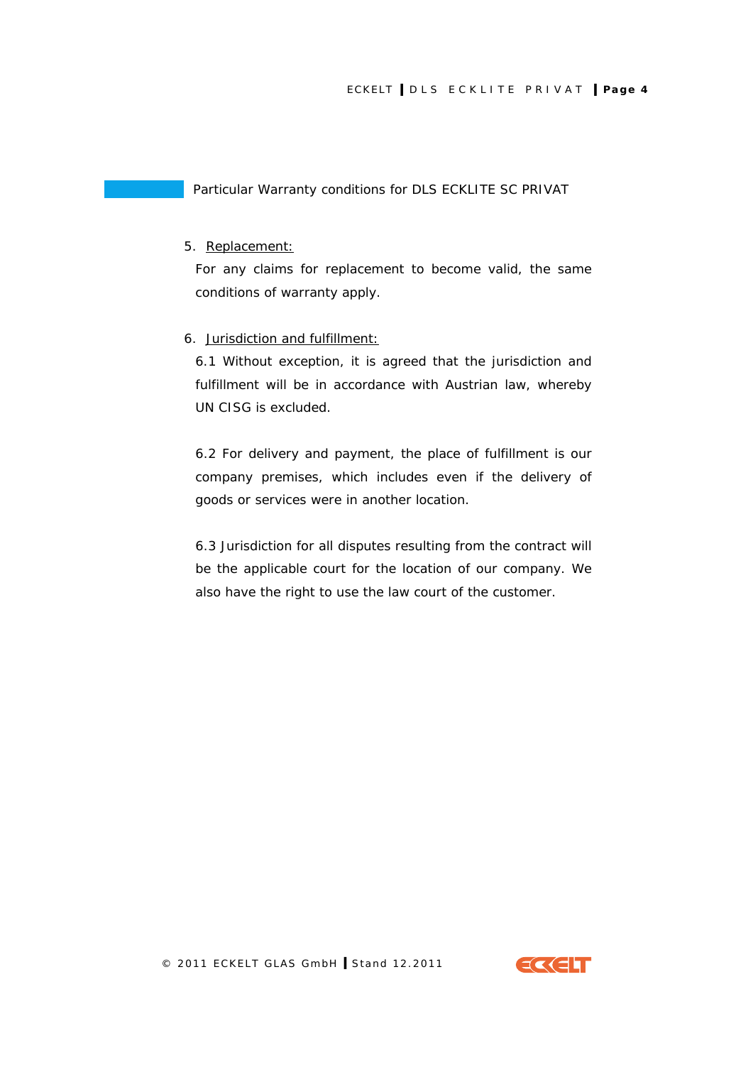## Particular Warranty conditions for DLS ECKLITE SC PRIVAT

5. Replacement:

   For any claims for replacement to become valid, the same conditions of warranty apply.

6. Jurisdiction and fulfillment:

   6.1 Without exception, it is agreed that the jurisdiction and fulfillment will be in accordance with Austrian law, whereby UN CISG is excluded.

   6.2 For delivery and payment, the place of fulfillment is our company premises, which includes even if the delivery of goods or services were in another location.

   6.3 Jurisdiction for all disputes resulting from the contract will be the applicable court for the location of our company. We also have the right to use the law court of the customer.

© 2011 ECKELT GLAS GmbH | Stand 12.2011